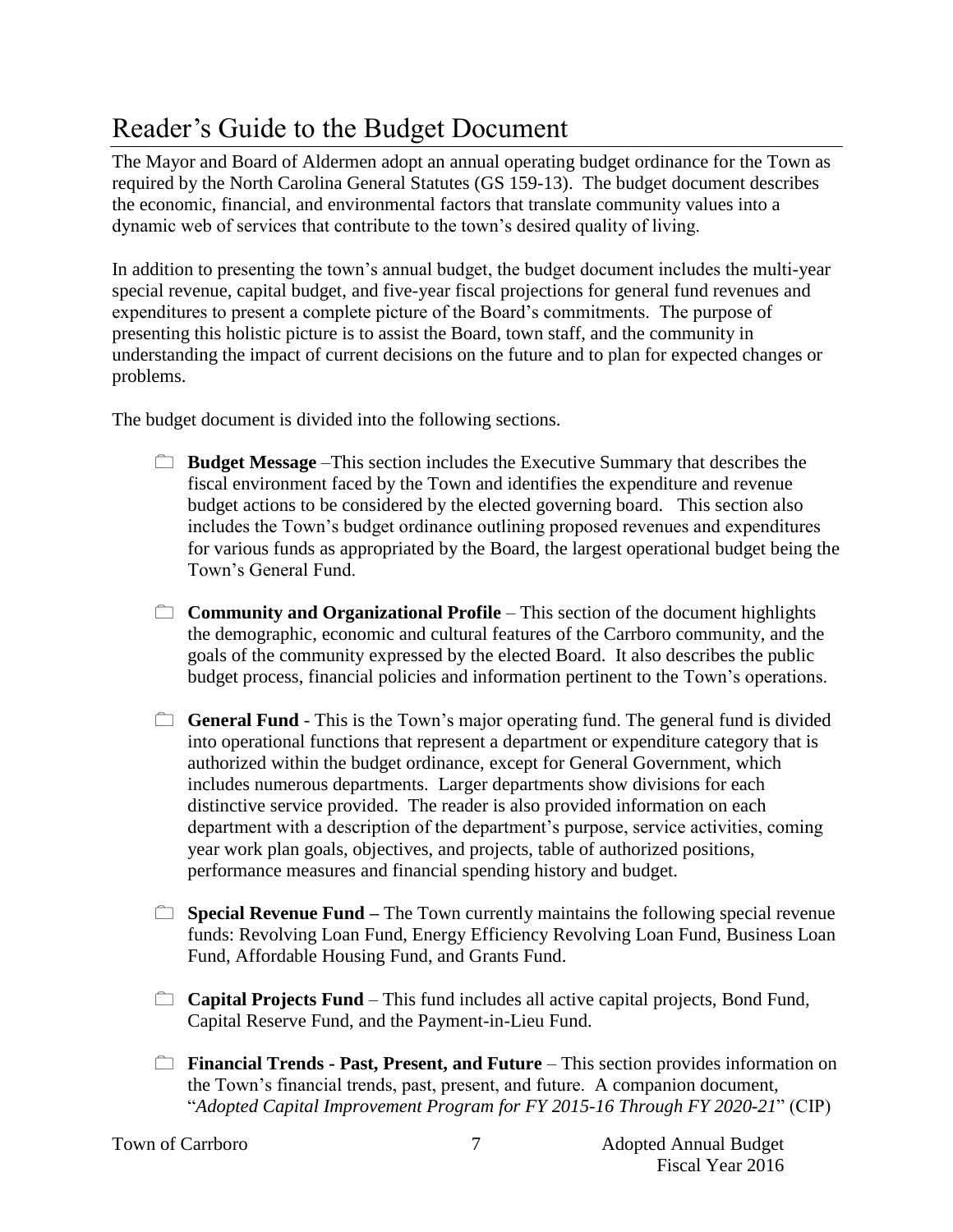# Reader's Guide to the Budget Document

The Mayor and Board of Aldermen adopt an annual operating budget ordinance for the Town as required by the North Carolina General Statutes (GS 159-13). The budget document describes the economic, financial, and environmental factors that translate community values into a dynamic web of services that contribute to the town's desired quality of living.

In addition to presenting the town's annual budget, the budget document includes the multi-year special revenue, capital budget, and five-year fiscal projections for general fund revenues and expenditures to present a complete picture of the Board's commitments. The purpose of presenting this holistic picture is to assist the Board, town staff, and the community in understanding the impact of current decisions on the future and to plan for expected changes or problems.

The budget document is divided into the following sections.

- **Budget Message** –This section includes the Executive Summary that describes the fiscal environment faced by the Town and identifies the expenditure and revenue budget actions to be considered by the elected governing board. This section also includes the Town's budget ordinance outlining proposed revenues and expenditures for various funds as appropriated by the Board, the largest operational budget being the Town's General Fund.

- **Community and Organizational Profile** – This section of the document highlights the demographic, economic and cultural features of the Carrboro community, and the goals of the community expressed by the elected Board. It also describes the public budget process, financial policies and information pertinent to the Town's operations.

- **General Fund** - This is the Town's major operating fund. The general fund is divided into operational functions that represent a department or expenditure category that is authorized within the budget ordinance, except for General Government, which includes numerous departments. Larger departments show divisions for each distinctive service provided. The reader is also provided information on each department with a description of the department's purpose, service activities, coming year work plan goals, objectives, and projects, table of authorized positions, performance measures and financial spending history and budget.

- **Special Revenue Fund –** The Town currently maintains the following special revenue funds: Revolving Loan Fund, Energy Efficiency Revolving Loan Fund, Business Loan Fund, Affordable Housing Fund, and Grants Fund.

- **Capital Projects Fund** – This fund includes all active capital projects, Bond Fund, Capital Reserve Fund, and the Payment-in-Lieu Fund.

- **Financial Trends - Past, Present, and Future** – This section provides information on the Town's financial trends, past, present, and future. A companion document, "*Adopted Capital Improvement Program for FY 2015-16 Through FY 2020-21*" (CIP)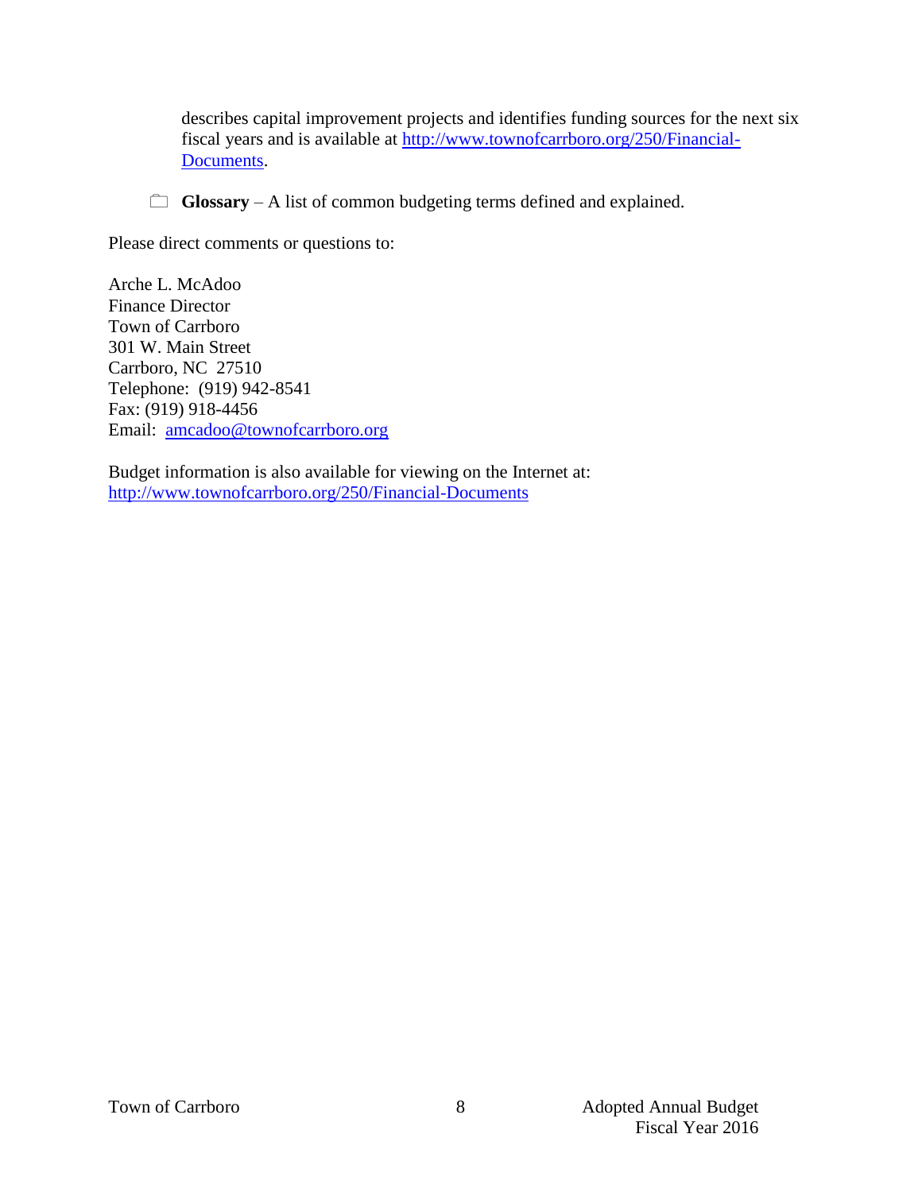describes capital improvement projects and identifies funding sources for the next six fiscal years and is available at http://www.townofcarrboro.org/250/Financial-Documents.

- **Glossary** – A list of common budgeting terms defined and explained.

Please direct comments or questions to:

Arche L. McAdoo  
Finance Director  
Town of Carrboro  
301 W. Main Street  
Carrboro, NC 27510  
Telephone: (919) 942-8541  
Fax: (919) 918-4456  
Email: amcadoo@townofcarrboro.org

Budget information is also available for viewing on the Internet at:  
http://www.townofcarrboro.org/250/Financial-Documents